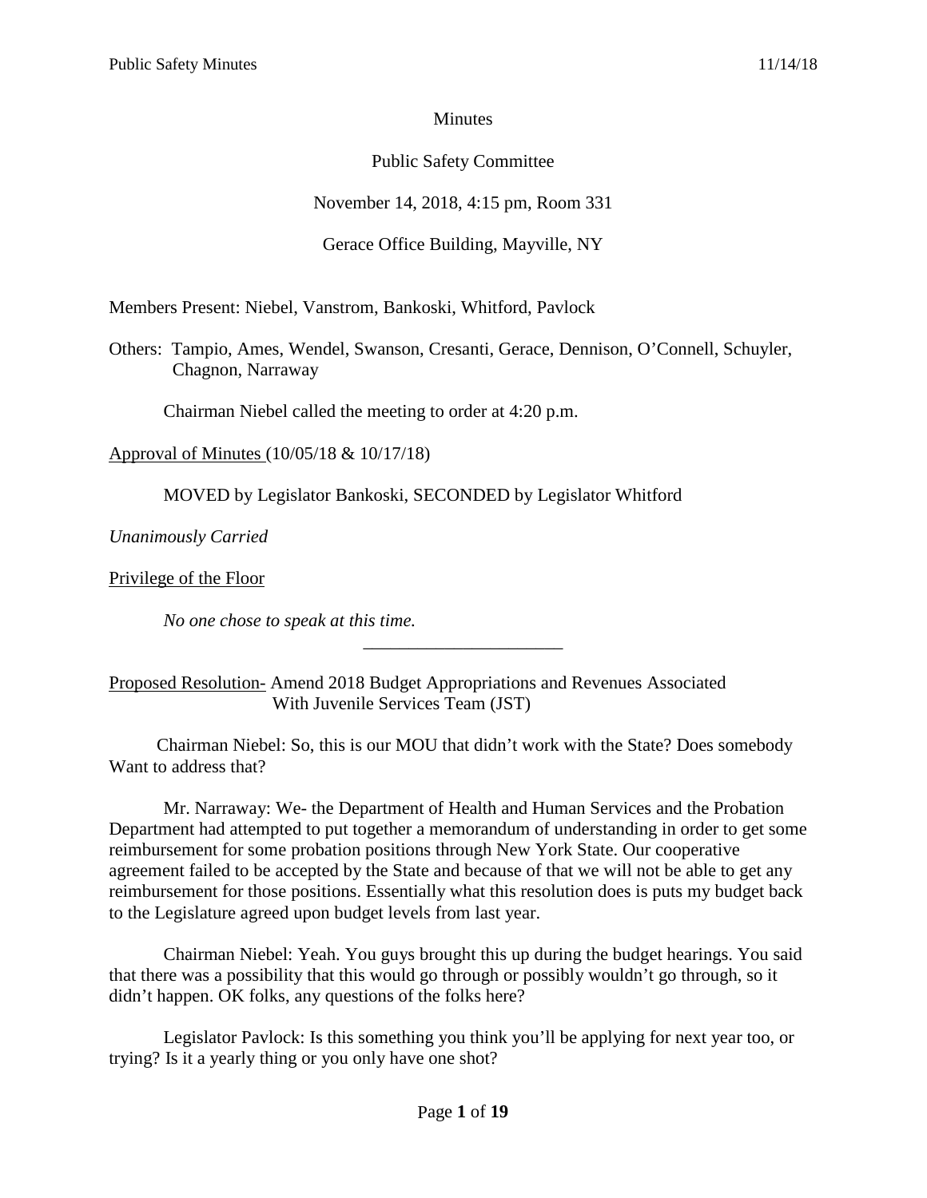Minutes

Public Safety Committee

November 14, 2018, 4:15 pm, Room 331

Gerace Office Building, Mayville, NY

Members Present: Niebel, Vanstrom, Bankoski, Whitford, Pavlock

Others: Tampio, Ames, Wendel, Swanson, Cresanti, Gerace, Dennison, O'Connell, Schuyler, Chagnon, Narraway

Chairman Niebel called the meeting to order at 4:20 p.m.

Approval of Minutes (10/05/18 & 10/17/18)

MOVED by Legislator Bankoski, SECONDED by Legislator Whitford

*Unanimously Carried*

Privilege of the Floor

*No one chose to speak at this time.*

---

Proposed Resolution- Amend 2018 Budget Appropriations and Revenues Associated With Juvenile Services Team (JST)

Chairman Niebel: So, this is our MOU that didn't work with the State? Does somebody Want to address that?

Mr. Narraway: We- the Department of Health and Human Services and the Probation Department had attempted to put together a memorandum of understanding in order to get some reimbursement for some probation positions through New York State. Our cooperative agreement failed to be accepted by the State and because of that we will not be able to get any reimbursement for those positions. Essentially what this resolution does is puts my budget back to the Legislature agreed upon budget levels from last year.

Chairman Niebel: Yeah. You guys brought this up during the budget hearings. You said that there was a possibility that this would go through or possibly wouldn't go through, so it didn't happen. OK folks, any questions of the folks here?

Legislator Pavlock: Is this something you think you'll be applying for next year too, or trying? Is it a yearly thing or you only have one shot?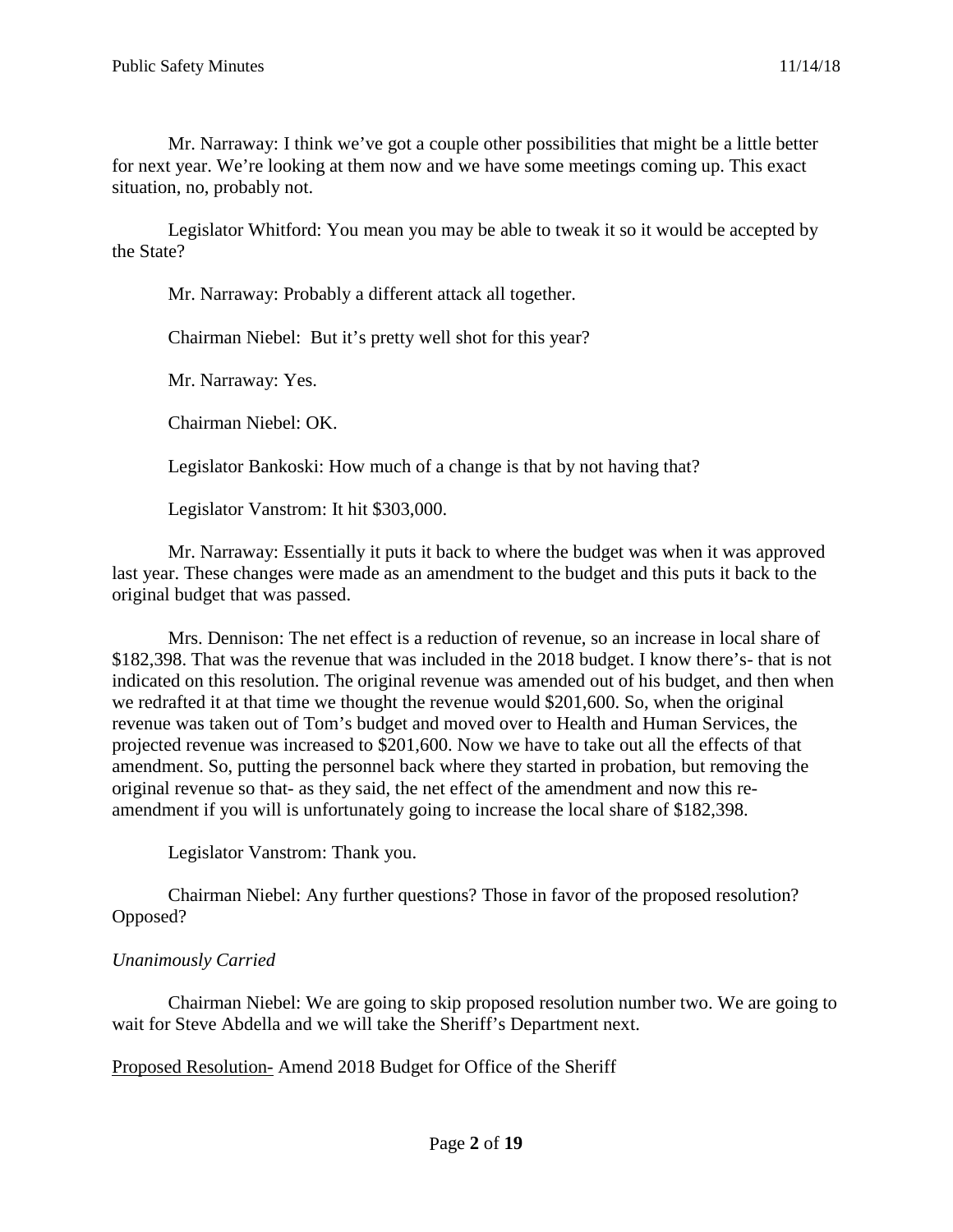Mr. Narraway: I think we've got a couple other possibilities that might be a little better for next year. We're looking at them now and we have some meetings coming up. This exact situation, no, probably not.

Legislator Whitford: You mean you may be able to tweak it so it would be accepted by the State?

Mr. Narraway: Probably a different attack all together.

Chairman Niebel: But it's pretty well shot for this year?

Mr. Narraway: Yes.

Chairman Niebel: OK.

Legislator Bankoski: How much of a change is that by not having that?

Legislator Vanstrom: It hit $303,000.

Mr. Narraway: Essentially it puts it back to where the budget was when it was approved last year. These changes were made as an amendment to the budget and this puts it back to the original budget that was passed.

Mrs. Dennison: The net effect is a reduction of revenue, so an increase in local share of $182,398. That was the revenue that was included in the 2018 budget. I know there's- that is not indicated on this resolution. The original revenue was amended out of his budget, and then when we redrafted it at that time we thought the revenue would $201,600. So, when the original revenue was taken out of Tom's budget and moved over to Health and Human Services, the projected revenue was increased to $201,600. Now we have to take out all the effects of that amendment. So, putting the personnel back where they started in probation, but removing the original revenue so that- as they said, the net effect of the amendment and now this re-amendment if you will is unfortunately going to increase the local share of $182,398.

Legislator Vanstrom: Thank you.

Chairman Niebel: Any further questions? Those in favor of the proposed resolution? Opposed?

*Unanimously Carried*

Chairman Niebel: We are going to skip proposed resolution number two. We are going to wait for Steve Abdella and we will take the Sheriff's Department next.

Proposed Resolution- Amend 2018 Budget for Office of the Sheriff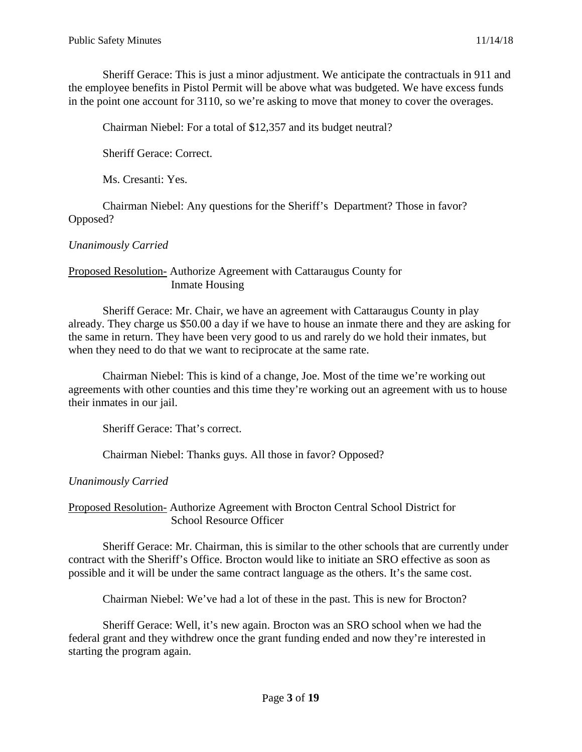Sheriff Gerace: This is just a minor adjustment. We anticipate the contractuals in 911 and the employee benefits in Pistol Permit will be above what was budgeted. We have excess funds in the point one account for 3110, so we're asking to move that money to cover the overages.

Chairman Niebel: For a total of $12,357 and its budget neutral?

Sheriff Gerace: Correct.

Ms. Cresanti: Yes.

Chairman Niebel: Any questions for the Sheriff's Department? Those in favor? Opposed?

*Unanimously Carried*

<u>Proposed Resolution-</u> Authorize Agreement with Cattaraugus County for Inmate Housing

Sheriff Gerace: Mr. Chair, we have an agreement with Cattaraugus County in play already. They charge us $50.00 a day if we have to house an inmate there and they are asking for the same in return. They have been very good to us and rarely do we hold their inmates, but when they need to do that we want to reciprocate at the same rate.

Chairman Niebel: This is kind of a change, Joe. Most of the time we're working out agreements with other counties and this time they're working out an agreement with us to house their inmates in our jail.

Sheriff Gerace: That's correct.

Chairman Niebel: Thanks guys. All those in favor? Opposed?

*Unanimously Carried*

<u>Proposed Resolution-</u> Authorize Agreement with Brocton Central School District for School Resource Officer

Sheriff Gerace: Mr. Chairman, this is similar to the other schools that are currently under contract with the Sheriff's Office. Brocton would like to initiate an SRO effective as soon as possible and it will be under the same contract language as the others. It's the same cost.

Chairman Niebel: We've had a lot of these in the past. This is new for Brocton?

Sheriff Gerace: Well, it's new again. Brocton was an SRO school when we had the federal grant and they withdrew once the grant funding ended and now they're interested in starting the program again.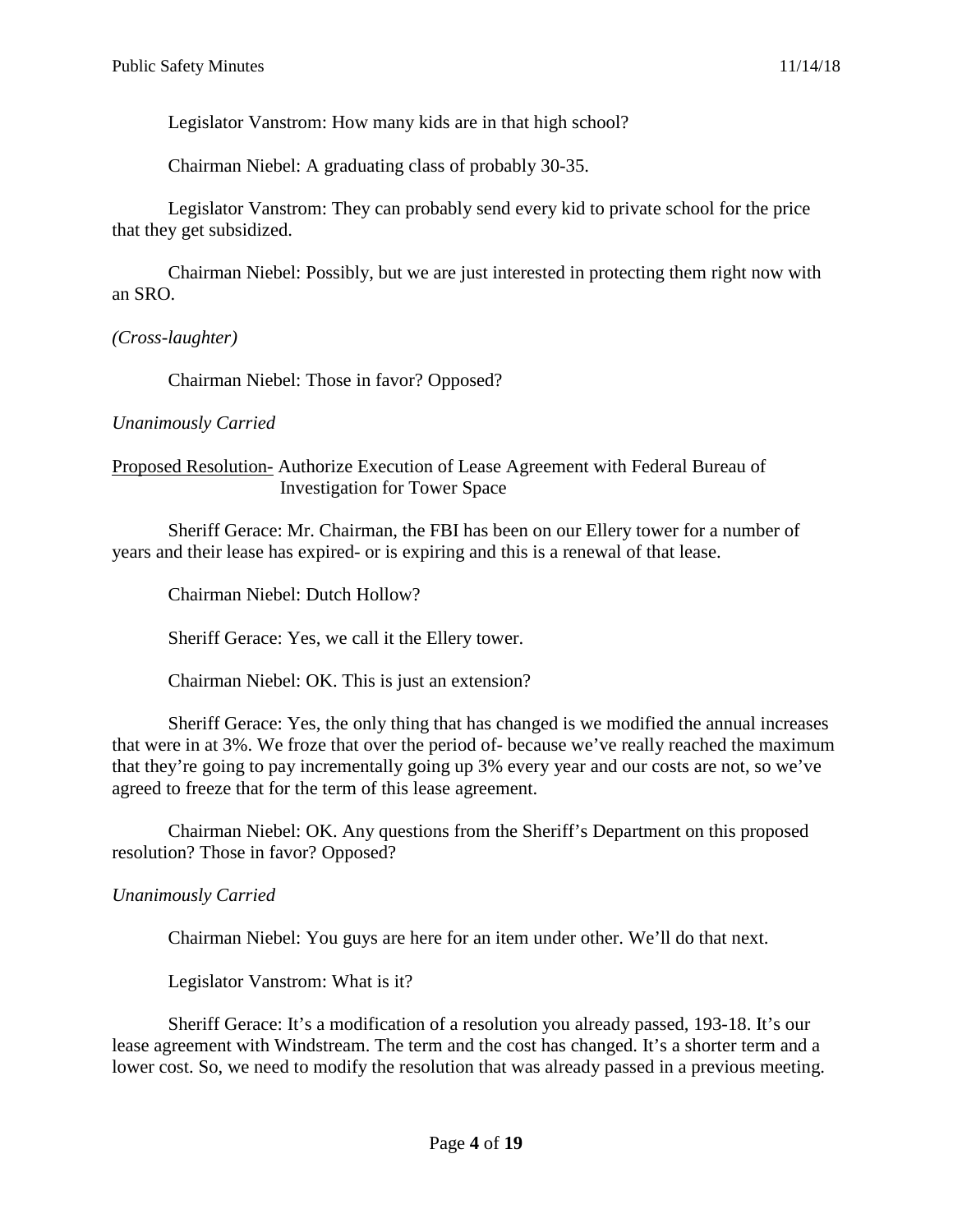Legislator Vanstrom: How many kids are in that high school?

Chairman Niebel: A graduating class of probably 30-35.

Legislator Vanstrom: They can probably send every kid to private school for the price that they get subsidized.

Chairman Niebel: Possibly, but we are just interested in protecting them right now with an SRO.

*(Cross-laughter)*

Chairman Niebel: Those in favor? Opposed?

*Unanimously Carried*

Proposed Resolution- Authorize Execution of Lease Agreement with Federal Bureau of Investigation for Tower Space

Sheriff Gerace: Mr. Chairman, the FBI has been on our Ellery tower for a number of years and their lease has expired- or is expiring and this is a renewal of that lease.

Chairman Niebel: Dutch Hollow?

Sheriff Gerace: Yes, we call it the Ellery tower.

Chairman Niebel: OK. This is just an extension?

Sheriff Gerace: Yes, the only thing that has changed is we modified the annual increases that were in at 3%. We froze that over the period of- because we've really reached the maximum that they're going to pay incrementally going up 3% every year and our costs are not, so we've agreed to freeze that for the term of this lease agreement.

Chairman Niebel: OK. Any questions from the Sheriff's Department on this proposed resolution? Those in favor? Opposed?

*Unanimously Carried*

Chairman Niebel: You guys are here for an item under other. We'll do that next.

Legislator Vanstrom: What is it?

Sheriff Gerace: It's a modification of a resolution you already passed, 193-18. It's our lease agreement with Windstream. The term and the cost has changed. It's a shorter term and a lower cost. So, we need to modify the resolution that was already passed in a previous meeting.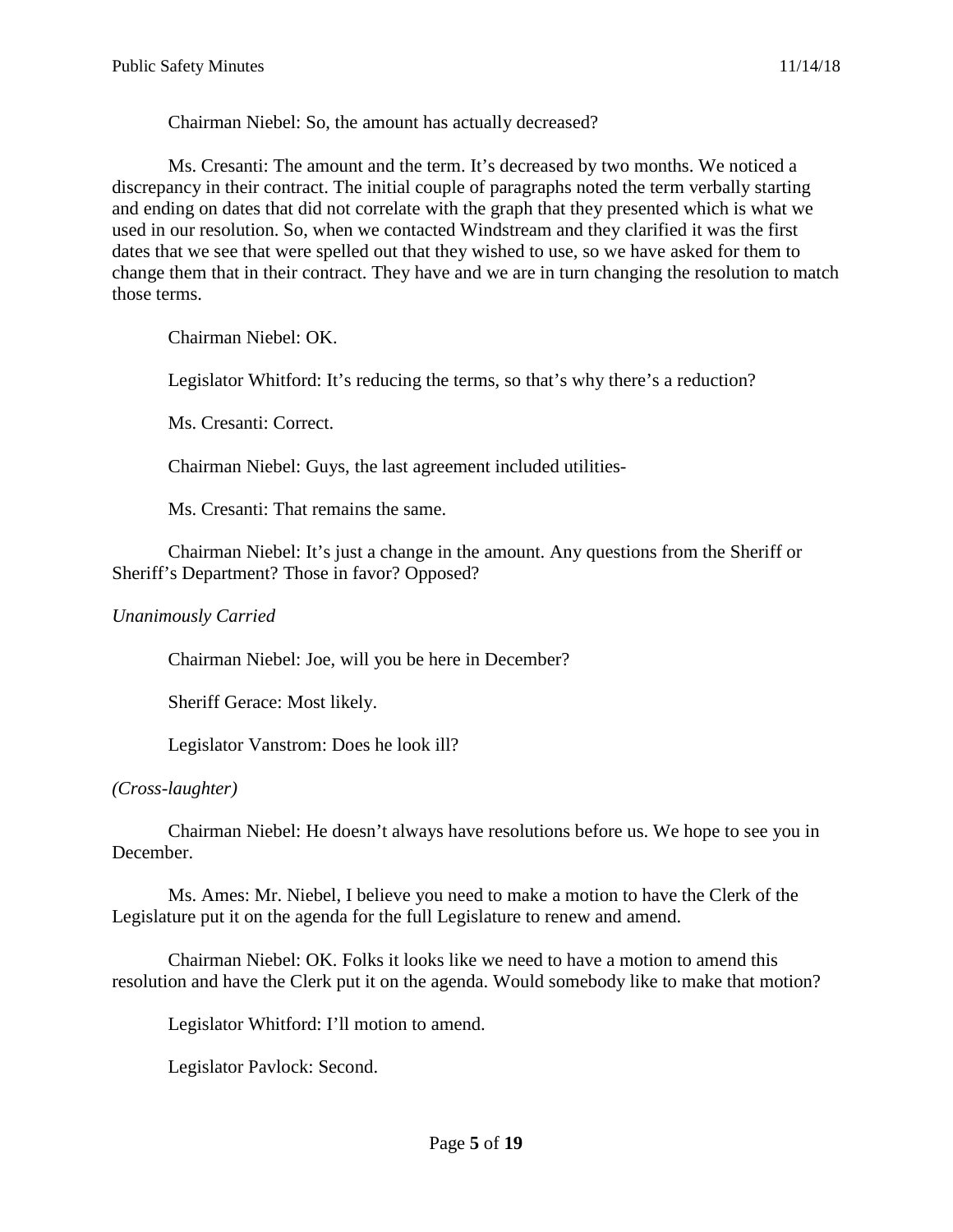Chairman Niebel: So, the amount has actually decreased?

Ms. Cresanti: The amount and the term. It's decreased by two months. We noticed a discrepancy in their contract. The initial couple of paragraphs noted the term verbally starting and ending on dates that did not correlate with the graph that they presented which is what we used in our resolution. So, when we contacted Windstream and they clarified it was the first dates that we see that were spelled out that they wished to use, so we have asked for them to change them that in their contract. They have and we are in turn changing the resolution to match those terms.

Chairman Niebel: OK.

Legislator Whitford: It's reducing the terms, so that's why there's a reduction?

Ms. Cresanti: Correct.

Chairman Niebel: Guys, the last agreement included utilities-

Ms. Cresanti: That remains the same.

Chairman Niebel: It's just a change in the amount. Any questions from the Sheriff or Sheriff's Department? Those in favor? Opposed?

*Unanimously Carried*

Chairman Niebel: Joe, will you be here in December?

Sheriff Gerace: Most likely.

Legislator Vanstrom: Does he look ill?

*(Cross-laughter)*

Chairman Niebel: He doesn't always have resolutions before us. We hope to see you in December.

Ms. Ames: Mr. Niebel, I believe you need to make a motion to have the Clerk of the Legislature put it on the agenda for the full Legislature to renew and amend.

Chairman Niebel: OK. Folks it looks like we need to have a motion to amend this resolution and have the Clerk put it on the agenda. Would somebody like to make that motion?

Legislator Whitford: I'll motion to amend.

Legislator Pavlock: Second.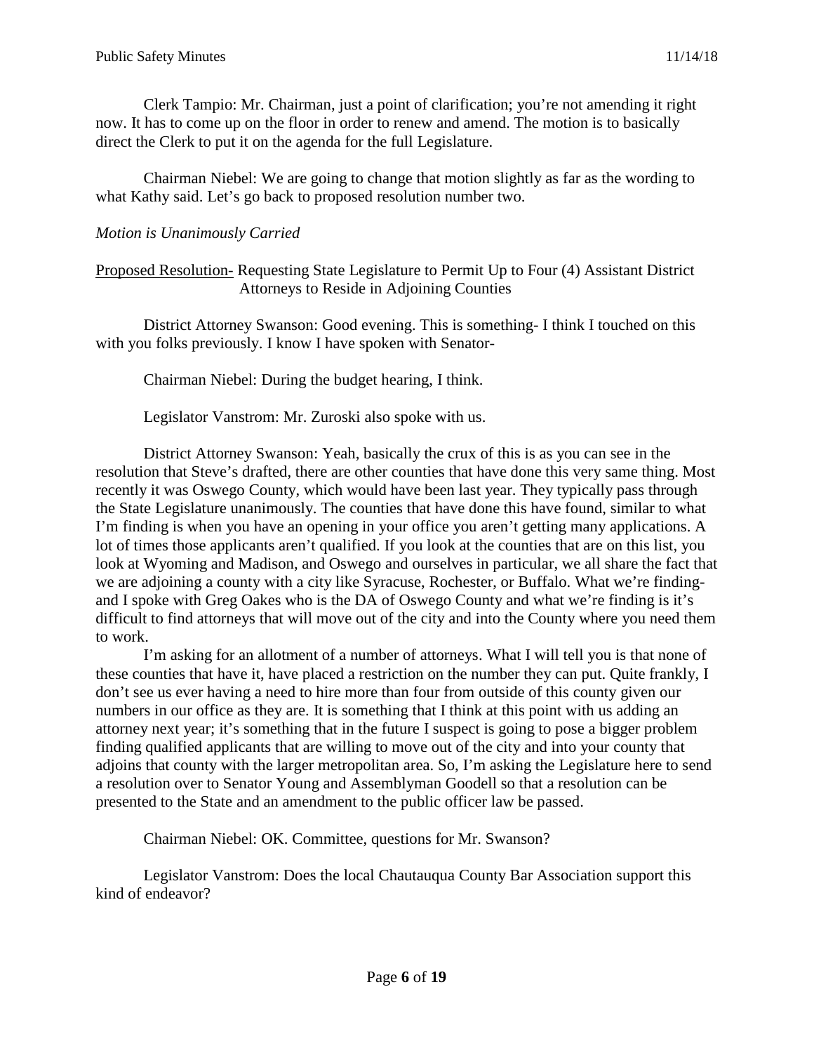Clerk Tampio: Mr. Chairman, just a point of clarification; you're not amending it right now. It has to come up on the floor in order to renew and amend. The motion is to basically direct the Clerk to put it on the agenda for the full Legislature.

Chairman Niebel: We are going to change that motion slightly as far as the wording to what Kathy said. Let's go back to proposed resolution number two.

*Motion is Unanimously Carried*

Proposed Resolution- Requesting State Legislature to Permit Up to Four (4) Assistant District Attorneys to Reside in Adjoining Counties

District Attorney Swanson: Good evening. This is something- I think I touched on this with you folks previously. I know I have spoken with Senator-

Chairman Niebel: During the budget hearing, I think.

Legislator Vanstrom: Mr. Zuroski also spoke with us.

District Attorney Swanson: Yeah, basically the crux of this is as you can see in the resolution that Steve's drafted, there are other counties that have done this very same thing. Most recently it was Oswego County, which would have been last year. They typically pass through the State Legislature unanimously. The counties that have done this have found, similar to what I'm finding is when you have an opening in your office you aren't getting many applications. A lot of times those applicants aren't qualified. If you look at the counties that are on this list, you look at Wyoming and Madison, and Oswego and ourselves in particular, we all share the fact that we are adjoining a county with a city like Syracuse, Rochester, or Buffalo. What we're finding- and I spoke with Greg Oakes who is the DA of Oswego County and what we're finding is it's difficult to find attorneys that will move out of the city and into the County where you need them to work.

I'm asking for an allotment of a number of attorneys. What I will tell you is that none of these counties that have it, have placed a restriction on the number they can put. Quite frankly, I don't see us ever having a need to hire more than four from outside of this county given our numbers in our office as they are. It is something that I think at this point with us adding an attorney next year; it's something that in the future I suspect is going to pose a bigger problem finding qualified applicants that are willing to move out of the city and into your county that adjoins that county with the larger metropolitan area. So, I'm asking the Legislature here to send a resolution over to Senator Young and Assemblyman Goodell so that a resolution can be presented to the State and an amendment to the public officer law be passed.

Chairman Niebel: OK. Committee, questions for Mr. Swanson?

Legislator Vanstrom: Does the local Chautauqua County Bar Association support this kind of endeavor?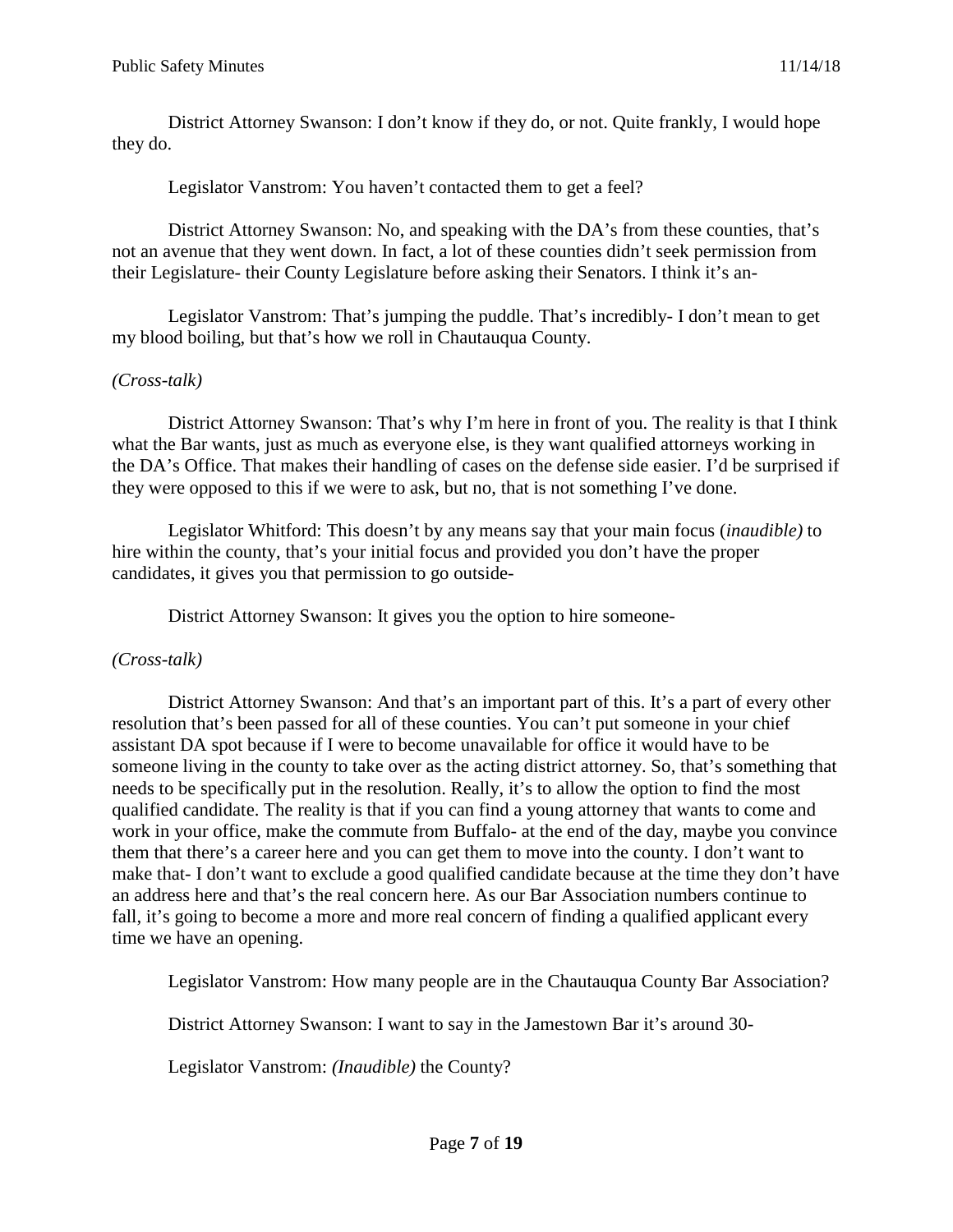District Attorney Swanson: I don't know if they do, or not. Quite frankly, I would hope they do.

Legislator Vanstrom: You haven't contacted them to get a feel?

District Attorney Swanson: No, and speaking with the DA's from these counties, that's not an avenue that they went down. In fact, a lot of these counties didn't seek permission from their Legislature- their County Legislature before asking their Senators. I think it's an-

Legislator Vanstrom: That's jumping the puddle. That's incredibly- I don't mean to get my blood boiling, but that's how we roll in Chautauqua County.

*(Cross-talk)*

District Attorney Swanson: That's why I'm here in front of you. The reality is that I think what the Bar wants, just as much as everyone else, is they want qualified attorneys working in the DA's Office. That makes their handling of cases on the defense side easier. I'd be surprised if they were opposed to this if we were to ask, but no, that is not something I've done.

Legislator Whitford: This doesn't by any means say that your main focus (*inaudible)* to hire within the county, that's your initial focus and provided you don't have the proper candidates, it gives you that permission to go outside-

District Attorney Swanson: It gives you the option to hire someone-

*(Cross-talk)*

District Attorney Swanson: And that's an important part of this. It's a part of every other resolution that's been passed for all of these counties. You can't put someone in your chief assistant DA spot because if I were to become unavailable for office it would have to be someone living in the county to take over as the acting district attorney. So, that's something that needs to be specifically put in the resolution. Really, it's to allow the option to find the most qualified candidate. The reality is that if you can find a young attorney that wants to come and work in your office, make the commute from Buffalo- at the end of the day, maybe you convince them that there's a career here and you can get them to move into the county. I don't want to make that- I don't want to exclude a good qualified candidate because at the time they don't have an address here and that's the real concern here. As our Bar Association numbers continue to fall, it's going to become a more and more real concern of finding a qualified applicant every time we have an opening.

Legislator Vanstrom: How many people are in the Chautauqua County Bar Association?

District Attorney Swanson: I want to say in the Jamestown Bar it's around 30-

Legislator Vanstrom: *(Inaudible)* the County?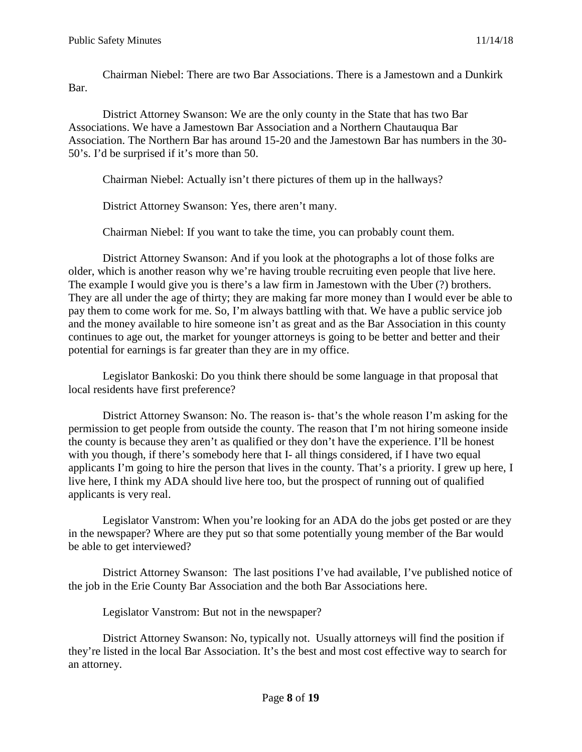Chairman Niebel: There are two Bar Associations. There is a Jamestown and a Dunkirk Bar.

District Attorney Swanson: We are the only county in the State that has two Bar Associations. We have a Jamestown Bar Association and a Northern Chautauqua Bar Association. The Northern Bar has around 15-20 and the Jamestown Bar has numbers in the 30-50's. I'd be surprised if it's more than 50.

Chairman Niebel: Actually isn't there pictures of them up in the hallways?

District Attorney Swanson: Yes, there aren't many.

Chairman Niebel: If you want to take the time, you can probably count them.

District Attorney Swanson: And if you look at the photographs a lot of those folks are older, which is another reason why we're having trouble recruiting even people that live here. The example I would give you is there's a law firm in Jamestown with the Uber (?) brothers. They are all under the age of thirty; they are making far more money than I would ever be able to pay them to come work for me. So, I'm always battling with that. We have a public service job and the money available to hire someone isn't as great and as the Bar Association in this county continues to age out, the market for younger attorneys is going to be better and better and their potential for earnings is far greater than they are in my office.

Legislator Bankoski: Do you think there should be some language in that proposal that local residents have first preference?

District Attorney Swanson: No. The reason is- that's the whole reason I'm asking for the permission to get people from outside the county. The reason that I'm not hiring someone inside the county is because they aren't as qualified or they don't have the experience. I'll be honest with you though, if there's somebody here that I- all things considered, if I have two equal applicants I'm going to hire the person that lives in the county. That's a priority. I grew up here, I live here, I think my ADA should live here too, but the prospect of running out of qualified applicants is very real.

Legislator Vanstrom: When you're looking for an ADA do the jobs get posted or are they in the newspaper? Where are they put so that some potentially young member of the Bar would be able to get interviewed?

District Attorney Swanson: The last positions I've had available, I've published notice of the job in the Erie County Bar Association and the both Bar Associations here.

Legislator Vanstrom: But not in the newspaper?

District Attorney Swanson: No, typically not. Usually attorneys will find the position if they're listed in the local Bar Association. It's the best and most cost effective way to search for an attorney.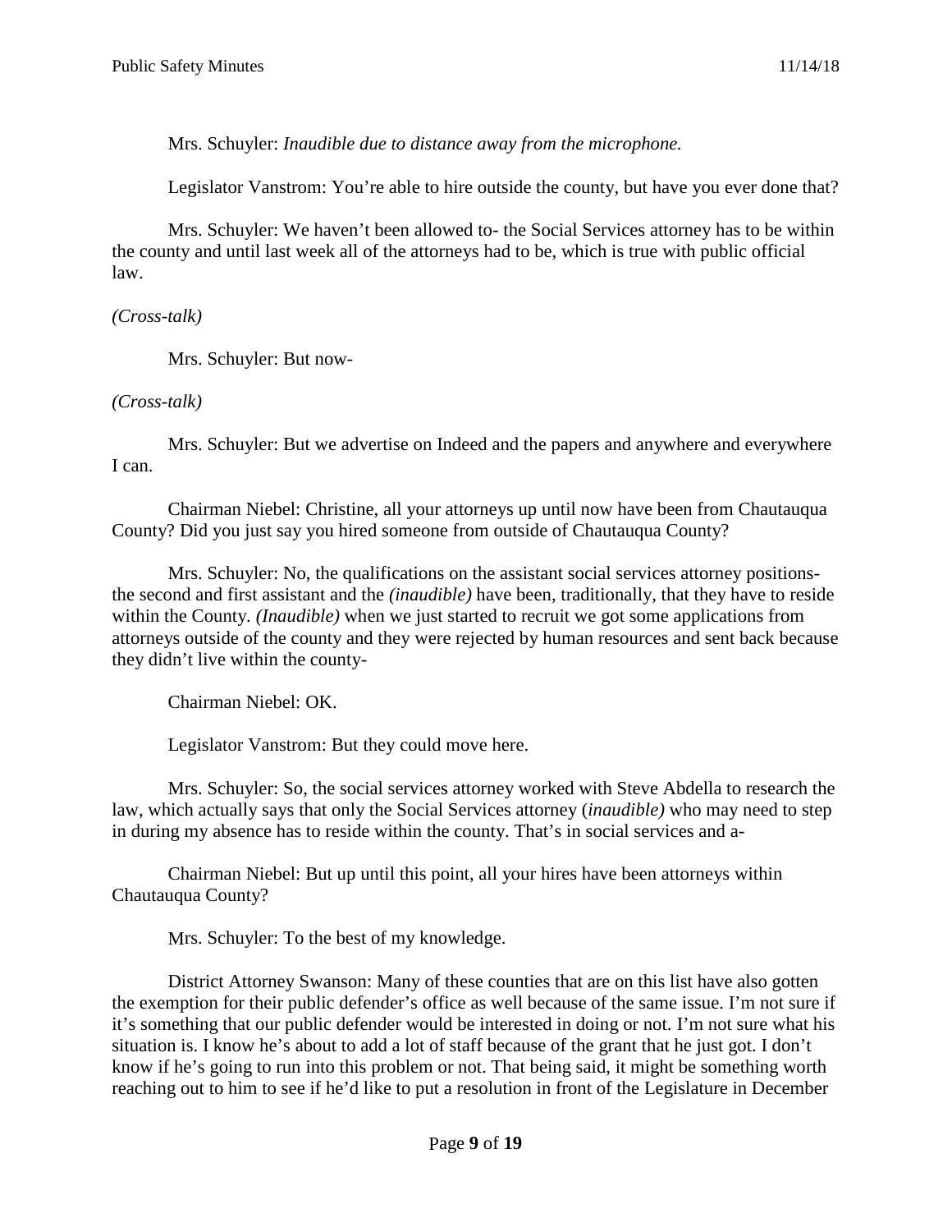Mrs. Schuyler: *Inaudible due to distance away from the microphone.*

Legislator Vanstrom: You're able to hire outside the county, but have you ever done that?

Mrs. Schuyler: We haven't been allowed to- the Social Services attorney has to be within the county and until last week all of the attorneys had to be, which is true with public official law.

*(Cross-talk)*

Mrs. Schuyler: But now-

*(Cross-talk)*

Mrs. Schuyler: But we advertise on Indeed and the papers and anywhere and everywhere I can.

Chairman Niebel: Christine, all your attorneys up until now have been from Chautauqua County? Did you just say you hired someone from outside of Chautauqua County?

Mrs. Schuyler: No, the qualifications on the assistant social services attorney positions- the second and first assistant and the *(inaudible)* have been, traditionally, that they have to reside within the County. *(Inaudible)* when we just started to recruit we got some applications from attorneys outside of the county and they were rejected by human resources and sent back because they didn't live within the county-

Chairman Niebel: OK.

Legislator Vanstrom: But they could move here.

Mrs. Schuyler: So, the social services attorney worked with Steve Abdella to research the law, which actually says that only the Social Services attorney (*inaudible)* who may need to step in during my absence has to reside within the county. That's in social services and a-

Chairman Niebel: But up until this point, all your hires have been attorneys within Chautauqua County?

Mrs. Schuyler: To the best of my knowledge.

District Attorney Swanson: Many of these counties that are on this list have also gotten the exemption for their public defender's office as well because of the same issue. I'm not sure if it's something that our public defender would be interested in doing or not. I'm not sure what his situation is. I know he's about to add a lot of staff because of the grant that he just got. I don't know if he's going to run into this problem or not. That being said, it might be something worth reaching out to him to see if he'd like to put a resolution in front of the Legislature in December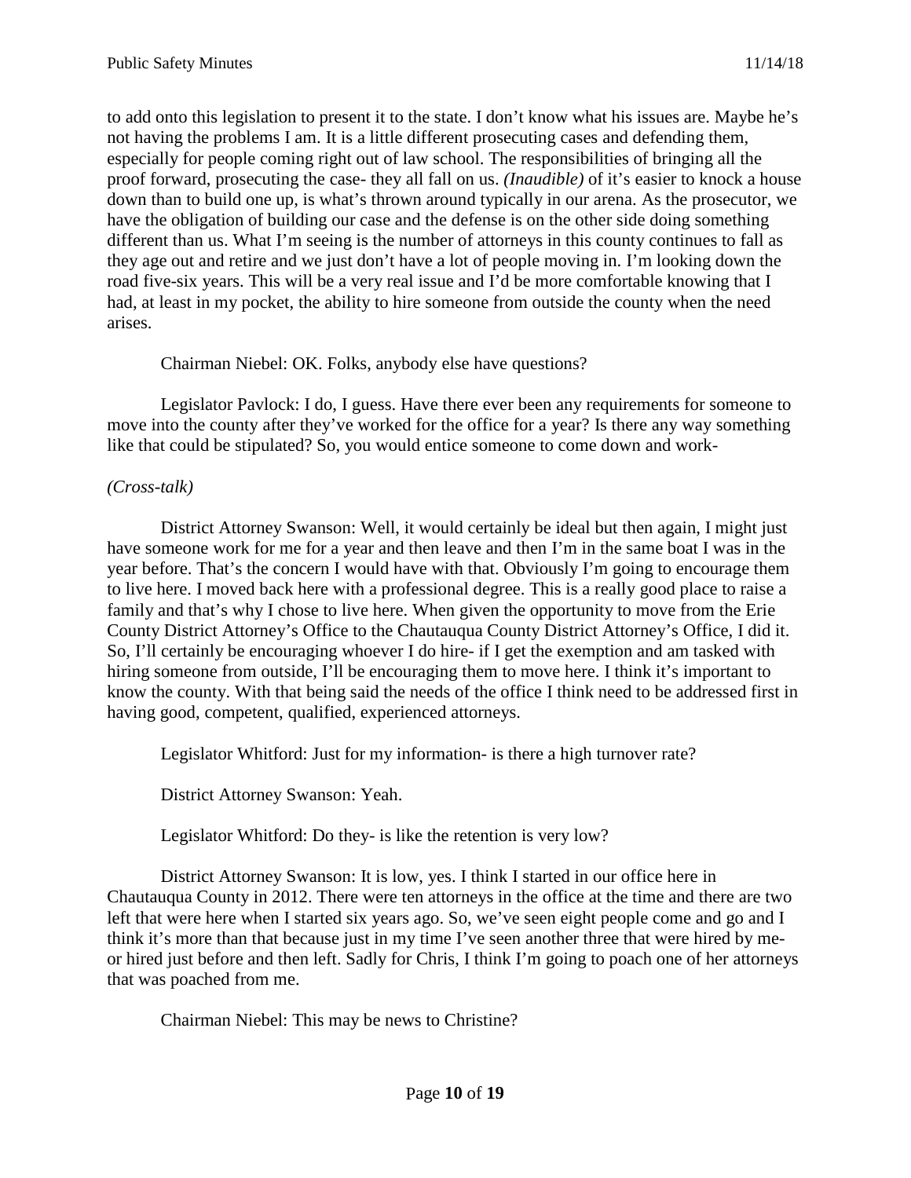to add onto this legislation to present it to the state. I don't know what his issues are. Maybe he's not having the problems I am. It is a little different prosecuting cases and defending them, especially for people coming right out of law school. The responsibilities of bringing all the proof forward, prosecuting the case- they all fall on us. *(Inaudible)* of it's easier to knock a house down than to build one up, is what's thrown around typically in our arena. As the prosecutor, we have the obligation of building our case and the defense is on the other side doing something different than us. What I'm seeing is the number of attorneys in this county continues to fall as they age out and retire and we just don't have a lot of people moving in. I'm looking down the road five-six years. This will be a very real issue and I'd be more comfortable knowing that I had, at least in my pocket, the ability to hire someone from outside the county when the need arises.

Chairman Niebel: OK. Folks, anybody else have questions?

Legislator Pavlock: I do, I guess. Have there ever been any requirements for someone to move into the county after they've worked for the office for a year? Is there any way something like that could be stipulated? So, you would entice someone to come down and work-

*(Cross-talk)*

District Attorney Swanson: Well, it would certainly be ideal but then again, I might just have someone work for me for a year and then leave and then I'm in the same boat I was in the year before. That's the concern I would have with that. Obviously I'm going to encourage them to live here. I moved back here with a professional degree. This is a really good place to raise a family and that's why I chose to live here. When given the opportunity to move from the Erie County District Attorney's Office to the Chautauqua County District Attorney's Office, I did it. So, I'll certainly be encouraging whoever I do hire- if I get the exemption and am tasked with hiring someone from outside, I'll be encouraging them to move here. I think it's important to know the county. With that being said the needs of the office I think need to be addressed first in having good, competent, qualified, experienced attorneys.

Legislator Whitford: Just for my information- is there a high turnover rate?

District Attorney Swanson: Yeah.

Legislator Whitford: Do they- is like the retention is very low?

District Attorney Swanson: It is low, yes. I think I started in our office here in Chautauqua County in 2012. There were ten attorneys in the office at the time and there are two left that were here when I started six years ago. So, we've seen eight people come and go and I think it's more than that because just in my time I've seen another three that were hired by me- or hired just before and then left. Sadly for Chris, I think I'm going to poach one of her attorneys that was poached from me.

Chairman Niebel: This may be news to Christine?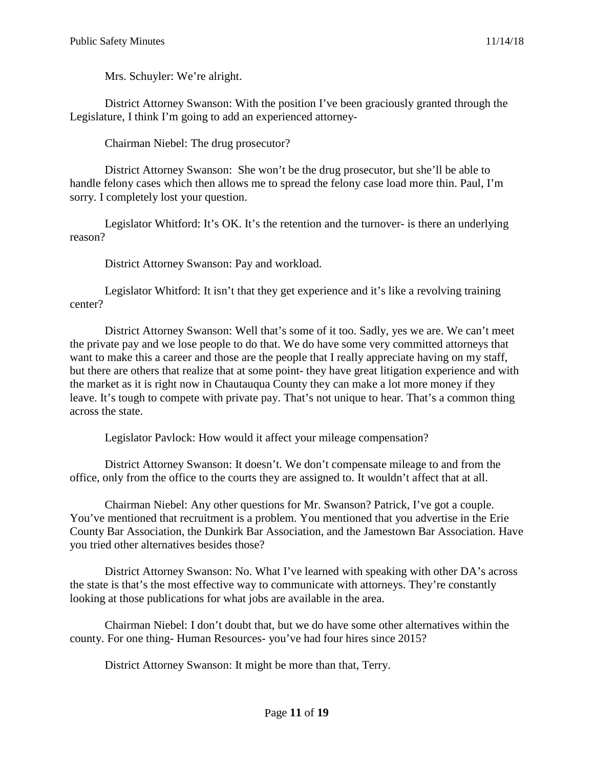Mrs. Schuyler: We're alright.

District Attorney Swanson: With the position I've been graciously granted through the Legislature, I think I'm going to add an experienced attorney-

Chairman Niebel: The drug prosecutor?

District Attorney Swanson: She won't be the drug prosecutor, but she'll be able to handle felony cases which then allows me to spread the felony case load more thin. Paul, I'm sorry. I completely lost your question.

Legislator Whitford: It's OK. It's the retention and the turnover- is there an underlying reason?

District Attorney Swanson: Pay and workload.

Legislator Whitford: It isn't that they get experience and it's like a revolving training center?

District Attorney Swanson: Well that's some of it too. Sadly, yes we are. We can't meet the private pay and we lose people to do that. We do have some very committed attorneys that want to make this a career and those are the people that I really appreciate having on my staff, but there are others that realize that at some point- they have great litigation experience and with the market as it is right now in Chautauqua County they can make a lot more money if they leave. It's tough to compete with private pay. That's not unique to hear. That's a common thing across the state.

Legislator Pavlock: How would it affect your mileage compensation?

District Attorney Swanson: It doesn't. We don't compensate mileage to and from the office, only from the office to the courts they are assigned to. It wouldn't affect that at all.

Chairman Niebel: Any other questions for Mr. Swanson? Patrick, I've got a couple. You've mentioned that recruitment is a problem. You mentioned that you advertise in the Erie County Bar Association, the Dunkirk Bar Association, and the Jamestown Bar Association. Have you tried other alternatives besides those?

District Attorney Swanson: No. What I've learned with speaking with other DA's across the state is that's the most effective way to communicate with attorneys. They're constantly looking at those publications for what jobs are available in the area.

Chairman Niebel: I don't doubt that, but we do have some other alternatives within the county. For one thing- Human Resources- you've had four hires since 2015?

District Attorney Swanson: It might be more than that, Terry.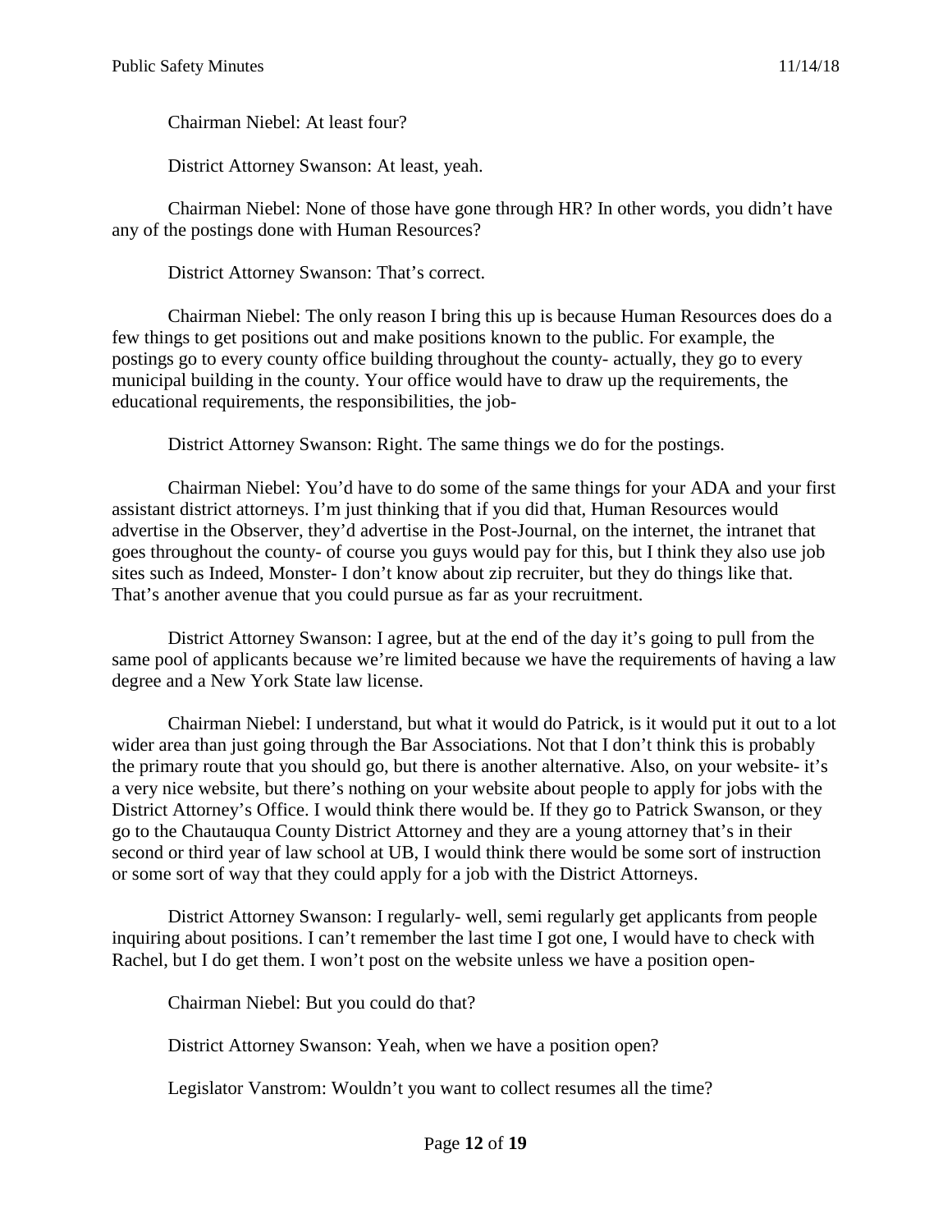Chairman Niebel: At least four?

District Attorney Swanson: At least, yeah.

Chairman Niebel: None of those have gone through HR? In other words, you didn't have any of the postings done with Human Resources?

District Attorney Swanson: That's correct.

Chairman Niebel: The only reason I bring this up is because Human Resources does do a few things to get positions out and make positions known to the public. For example, the postings go to every county office building throughout the county- actually, they go to every municipal building in the county. Your office would have to draw up the requirements, the educational requirements, the responsibilities, the job-

District Attorney Swanson: Right. The same things we do for the postings.

Chairman Niebel: You'd have to do some of the same things for your ADA and your first assistant district attorneys. I'm just thinking that if you did that, Human Resources would advertise in the Observer, they'd advertise in the Post-Journal, on the internet, the intranet that goes throughout the county- of course you guys would pay for this, but I think they also use job sites such as Indeed, Monster- I don't know about zip recruiter, but they do things like that. That's another avenue that you could pursue as far as your recruitment.

District Attorney Swanson: I agree, but at the end of the day it's going to pull from the same pool of applicants because we're limited because we have the requirements of having a law degree and a New York State law license.

Chairman Niebel: I understand, but what it would do Patrick, is it would put it out to a lot wider area than just going through the Bar Associations. Not that I don't think this is probably the primary route that you should go, but there is another alternative. Also, on your website- it's a very nice website, but there's nothing on your website about people to apply for jobs with the District Attorney's Office. I would think there would be. If they go to Patrick Swanson, or they go to the Chautauqua County District Attorney and they are a young attorney that's in their second or third year of law school at UB, I would think there would be some sort of instruction or some sort of way that they could apply for a job with the District Attorneys.

District Attorney Swanson: I regularly- well, semi regularly get applicants from people inquiring about positions. I can't remember the last time I got one, I would have to check with Rachel, but I do get them. I won't post on the website unless we have a position open-

Chairman Niebel: But you could do that?

District Attorney Swanson: Yeah, when we have a position open?

Legislator Vanstrom: Wouldn't you want to collect resumes all the time?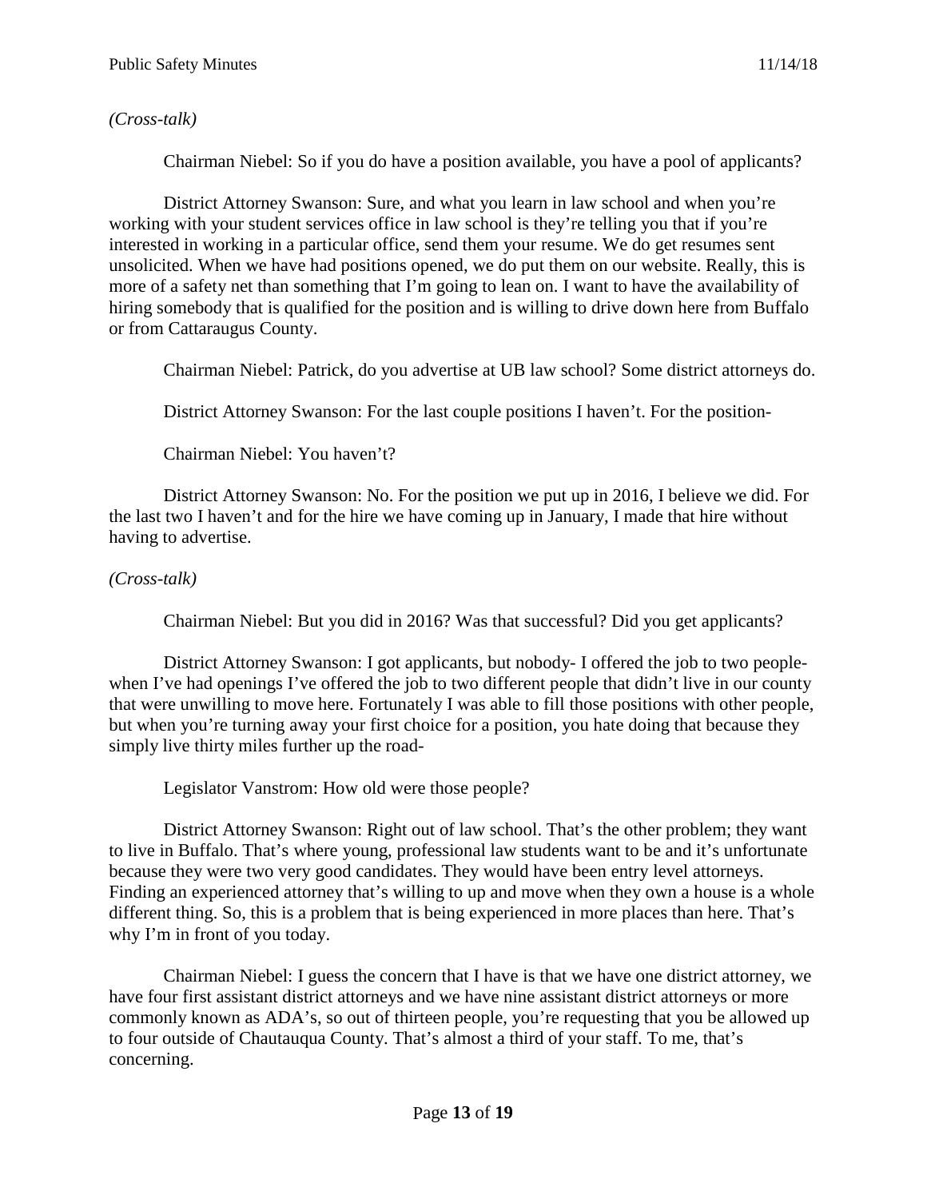*(Cross-talk)*

Chairman Niebel: So if you do have a position available, you have a pool of applicants?

District Attorney Swanson: Sure, and what you learn in law school and when you're working with your student services office in law school is they're telling you that if you're interested in working in a particular office, send them your resume. We do get resumes sent unsolicited. When we have had positions opened, we do put them on our website. Really, this is more of a safety net than something that I'm going to lean on. I want to have the availability of hiring somebody that is qualified for the position and is willing to drive down here from Buffalo or from Cattaraugus County.

Chairman Niebel: Patrick, do you advertise at UB law school? Some district attorneys do.

District Attorney Swanson: For the last couple positions I haven't. For the position-

Chairman Niebel: You haven't?

District Attorney Swanson: No. For the position we put up in 2016, I believe we did. For the last two I haven't and for the hire we have coming up in January, I made that hire without having to advertise.

*(Cross-talk)*

Chairman Niebel: But you did in 2016? Was that successful? Did you get applicants?

District Attorney Swanson: I got applicants, but nobody- I offered the job to two people- when I've had openings I've offered the job to two different people that didn't live in our county that were unwilling to move here. Fortunately I was able to fill those positions with other people, but when you're turning away your first choice for a position, you hate doing that because they simply live thirty miles further up the road-

Legislator Vanstrom: How old were those people?

District Attorney Swanson: Right out of law school. That's the other problem; they want to live in Buffalo. That's where young, professional law students want to be and it's unfortunate because they were two very good candidates. They would have been entry level attorneys. Finding an experienced attorney that's willing to up and move when they own a house is a whole different thing. So, this is a problem that is being experienced in more places than here. That's why I'm in front of you today.

Chairman Niebel: I guess the concern that I have is that we have one district attorney, we have four first assistant district attorneys and we have nine assistant district attorneys or more commonly known as ADA's, so out of thirteen people, you're requesting that you be allowed up to four outside of Chautauqua County. That's almost a third of your staff. To me, that's concerning.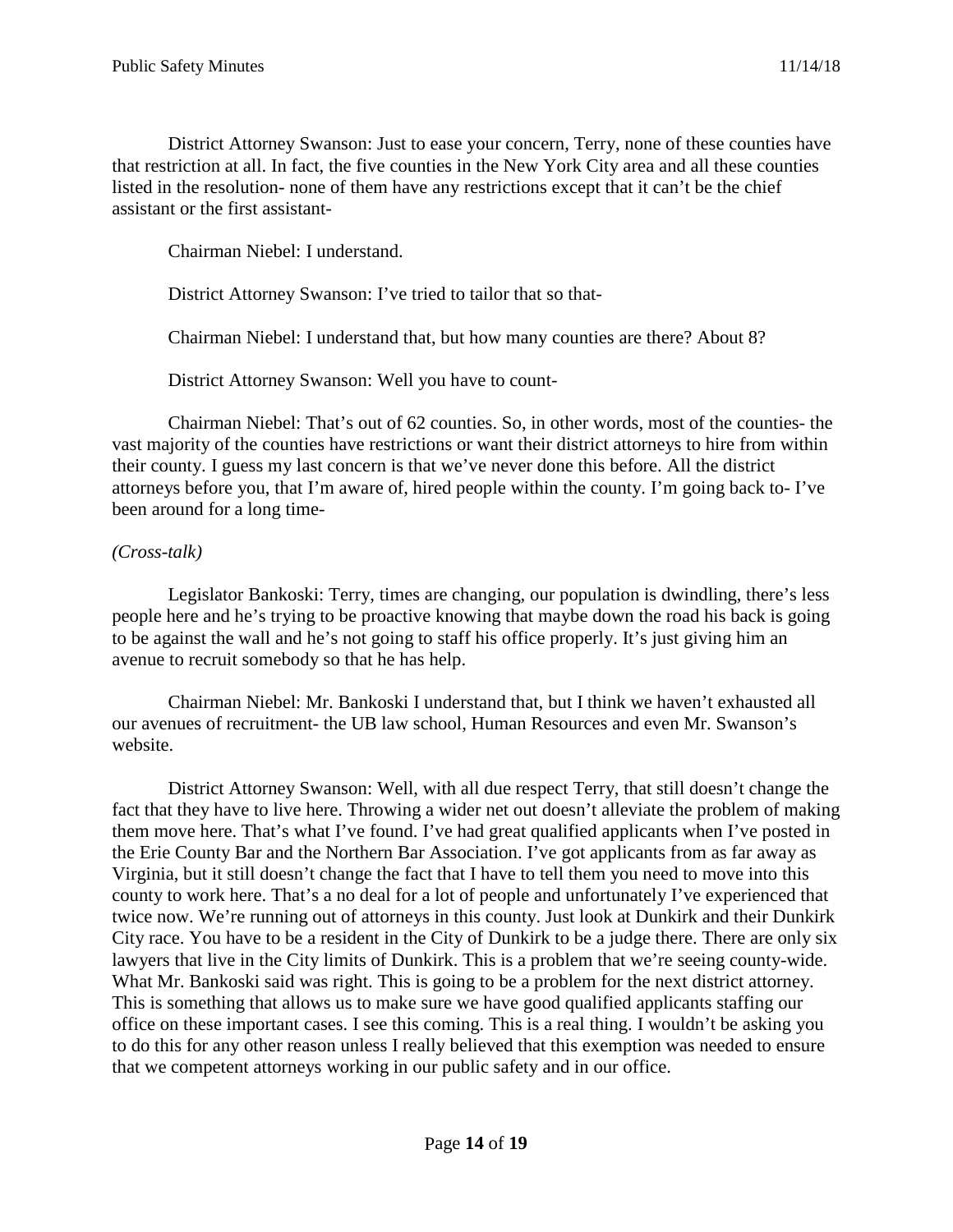District Attorney Swanson: Just to ease your concern, Terry, none of these counties have that restriction at all. In fact, the five counties in the New York City area and all these counties listed in the resolution- none of them have any restrictions except that it can't be the chief assistant or the first assistant-

Chairman Niebel: I understand.

District Attorney Swanson: I've tried to tailor that so that-

Chairman Niebel: I understand that, but how many counties are there? About 8?

District Attorney Swanson: Well you have to count-

Chairman Niebel: That's out of 62 counties. So, in other words, most of the counties- the vast majority of the counties have restrictions or want their district attorneys to hire from within their county. I guess my last concern is that we've never done this before. All the district attorneys before you, that I'm aware of, hired people within the county. I'm going back to- I've been around for a long time-

*(Cross-talk)*

Legislator Bankoski: Terry, times are changing, our population is dwindling, there's less people here and he's trying to be proactive knowing that maybe down the road his back is going to be against the wall and he's not going to staff his office properly. It's just giving him an avenue to recruit somebody so that he has help.

Chairman Niebel: Mr. Bankoski I understand that, but I think we haven't exhausted all our avenues of recruitment- the UB law school, Human Resources and even Mr. Swanson's website.

District Attorney Swanson: Well, with all due respect Terry, that still doesn't change the fact that they have to live here. Throwing a wider net out doesn't alleviate the problem of making them move here. That's what I've found. I've had great qualified applicants when I've posted in the Erie County Bar and the Northern Bar Association. I've got applicants from as far away as Virginia, but it still doesn't change the fact that I have to tell them you need to move into this county to work here. That's a no deal for a lot of people and unfortunately I've experienced that twice now. We're running out of attorneys in this county. Just look at Dunkirk and their Dunkirk City race. You have to be a resident in the City of Dunkirk to be a judge there. There are only six lawyers that live in the City limits of Dunkirk. This is a problem that we're seeing county-wide. What Mr. Bankoski said was right. This is going to be a problem for the next district attorney. This is something that allows us to make sure we have good qualified applicants staffing our office on these important cases. I see this coming. This is a real thing. I wouldn't be asking you to do this for any other reason unless I really believed that this exemption was needed to ensure that we competent attorneys working in our public safety and in our office.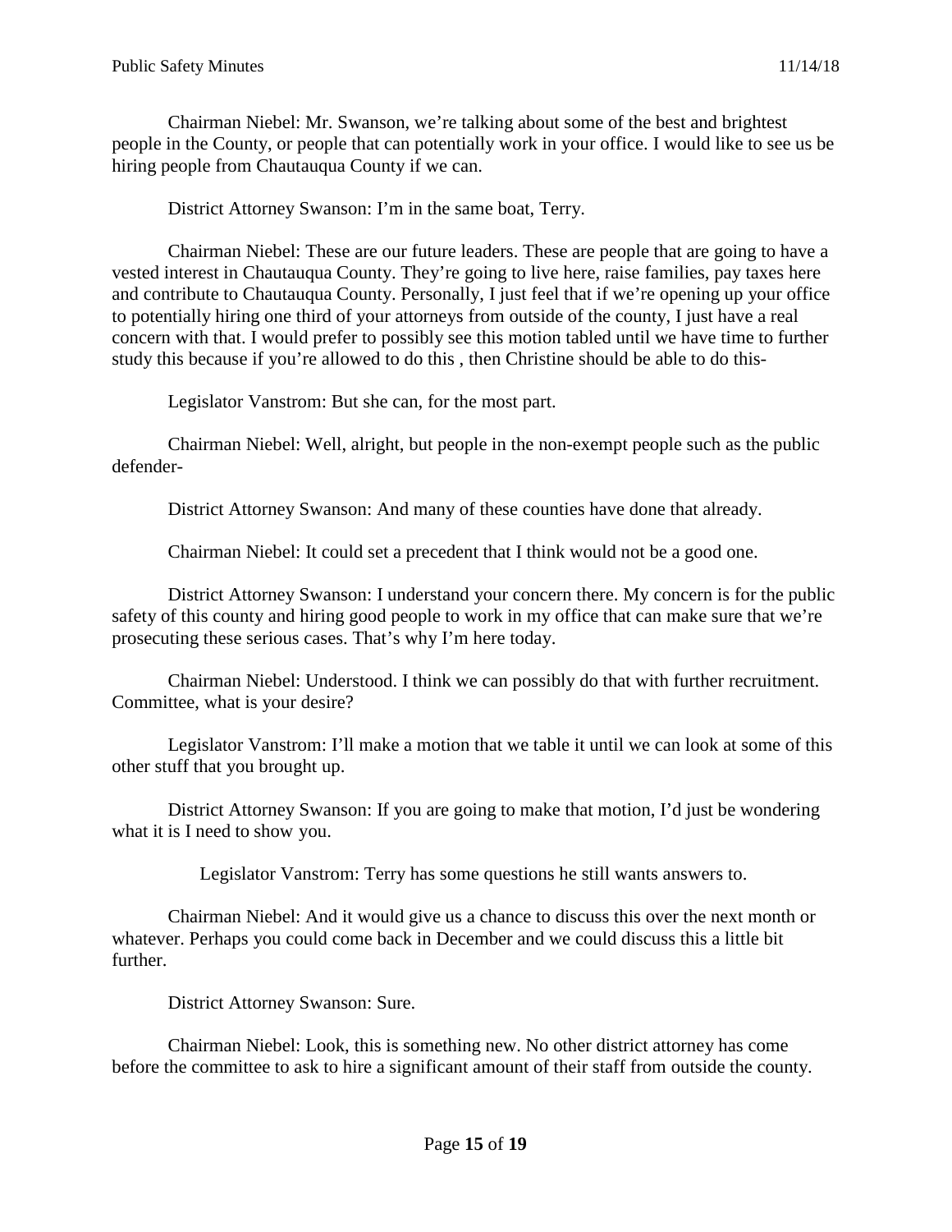Chairman Niebel: Mr. Swanson, we're talking about some of the best and brightest people in the County, or people that can potentially work in your office. I would like to see us be hiring people from Chautauqua County if we can.

District Attorney Swanson: I'm in the same boat, Terry.

Chairman Niebel: These are our future leaders. These are people that are going to have a vested interest in Chautauqua County. They're going to live here, raise families, pay taxes here and contribute to Chautauqua County. Personally, I just feel that if we're opening up your office to potentially hiring one third of your attorneys from outside of the county, I just have a real concern with that. I would prefer to possibly see this motion tabled until we have time to further study this because if you're allowed to do this , then Christine should be able to do this-

Legislator Vanstrom: But she can, for the most part.

Chairman Niebel: Well, alright, but people in the non-exempt people such as the public defender-

District Attorney Swanson: And many of these counties have done that already.

Chairman Niebel: It could set a precedent that I think would not be a good one.

District Attorney Swanson: I understand your concern there. My concern is for the public safety of this county and hiring good people to work in my office that can make sure that we're prosecuting these serious cases. That's why I'm here today.

Chairman Niebel: Understood. I think we can possibly do that with further recruitment. Committee, what is your desire?

Legislator Vanstrom: I'll make a motion that we table it until we can look at some of this other stuff that you brought up.

District Attorney Swanson: If you are going to make that motion, I'd just be wondering what it is I need to show you.

Legislator Vanstrom: Terry has some questions he still wants answers to.

Chairman Niebel: And it would give us a chance to discuss this over the next month or whatever. Perhaps you could come back in December and we could discuss this a little bit further.

District Attorney Swanson: Sure.

Chairman Niebel: Look, this is something new. No other district attorney has come before the committee to ask to hire a significant amount of their staff from outside the county.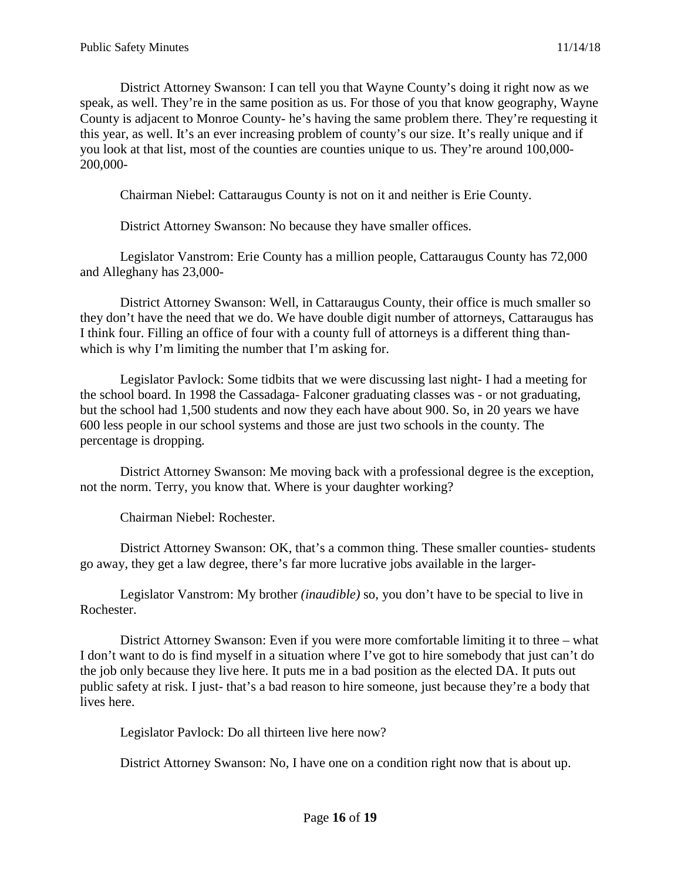District Attorney Swanson: I can tell you that Wayne County's doing it right now as we speak, as well. They're in the same position as us. For those of you that know geography, Wayne County is adjacent to Monroe County- he's having the same problem there. They're requesting it this year, as well. It's an ever increasing problem of county's our size. It's really unique and if you look at that list, most of the counties are counties unique to us. They're around 100,000-200,000-

Chairman Niebel: Cattaraugus County is not on it and neither is Erie County.

District Attorney Swanson: No because they have smaller offices.

Legislator Vanstrom: Erie County has a million people, Cattaraugus County has 72,000 and Alleghany has 23,000-

District Attorney Swanson: Well, in Cattaraugus County, their office is much smaller so they don't have the need that we do. We have double digit number of attorneys, Cattaraugus has I think four. Filling an office of four with a county full of attorneys is a different thing than- which is why I'm limiting the number that I'm asking for.

Legislator Pavlock: Some tidbits that we were discussing last night- I had a meeting for the school board. In 1998 the Cassadaga- Falconer graduating classes was - or not graduating, but the school had 1,500 students and now they each have about 900. So, in 20 years we have 600 less people in our school systems and those are just two schools in the county. The percentage is dropping.

District Attorney Swanson: Me moving back with a professional degree is the exception, not the norm. Terry, you know that. Where is your daughter working?

Chairman Niebel: Rochester.

District Attorney Swanson: OK, that's a common thing. These smaller counties- students go away, they get a law degree, there's far more lucrative jobs available in the larger-

Legislator Vanstrom: My brother *(inaudible)* so, you don't have to be special to live in Rochester.

District Attorney Swanson: Even if you were more comfortable limiting it to three – what I don't want to do is find myself in a situation where I've got to hire somebody that just can't do the job only because they live here. It puts me in a bad position as the elected DA. It puts out public safety at risk. I just- that's a bad reason to hire someone, just because they're a body that lives here.

Legislator Pavlock: Do all thirteen live here now?

District Attorney Swanson: No, I have one on a condition right now that is about up.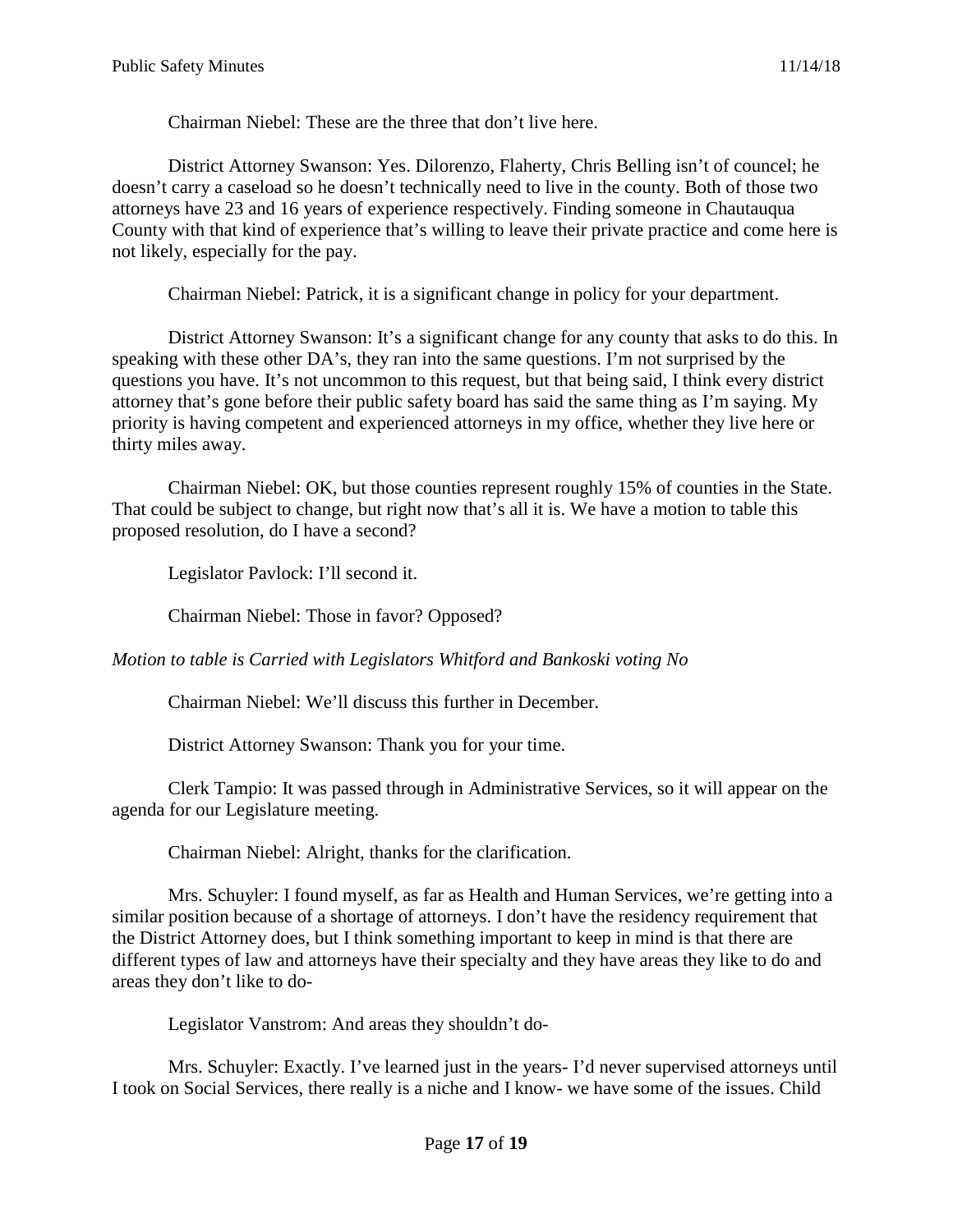Chairman Niebel: These are the three that don't live here.

District Attorney Swanson: Yes. Dilorenzo, Flaherty, Chris Belling isn't of councel; he doesn't carry a caseload so he doesn't technically need to live in the county. Both of those two attorneys have 23 and 16 years of experience respectively. Finding someone in Chautauqua County with that kind of experience that's willing to leave their private practice and come here is not likely, especially for the pay.

Chairman Niebel: Patrick, it is a significant change in policy for your department.

District Attorney Swanson: It's a significant change for any county that asks to do this. In speaking with these other DA's, they ran into the same questions. I'm not surprised by the questions you have. It's not uncommon to this request, but that being said, I think every district attorney that's gone before their public safety board has said the same thing as I'm saying. My priority is having competent and experienced attorneys in my office, whether they live here or thirty miles away.

Chairman Niebel: OK, but those counties represent roughly 15% of counties in the State. That could be subject to change, but right now that's all it is. We have a motion to table this proposed resolution, do I have a second?

Legislator Pavlock: I'll second it.

Chairman Niebel: Those in favor? Opposed?

*Motion to table is Carried with Legislators Whitford and Bankoski voting No*

Chairman Niebel: We'll discuss this further in December.

District Attorney Swanson: Thank you for your time.

Clerk Tampio: It was passed through in Administrative Services, so it will appear on the agenda for our Legislature meeting.

Chairman Niebel: Alright, thanks for the clarification.

Mrs. Schuyler: I found myself, as far as Health and Human Services, we're getting into a similar position because of a shortage of attorneys. I don't have the residency requirement that the District Attorney does, but I think something important to keep in mind is that there are different types of law and attorneys have their specialty and they have areas they like to do and areas they don't like to do-

Legislator Vanstrom: And areas they shouldn't do-

Mrs. Schuyler: Exactly. I've learned just in the years- I'd never supervised attorneys until I took on Social Services, there really is a niche and I know- we have some of the issues. Child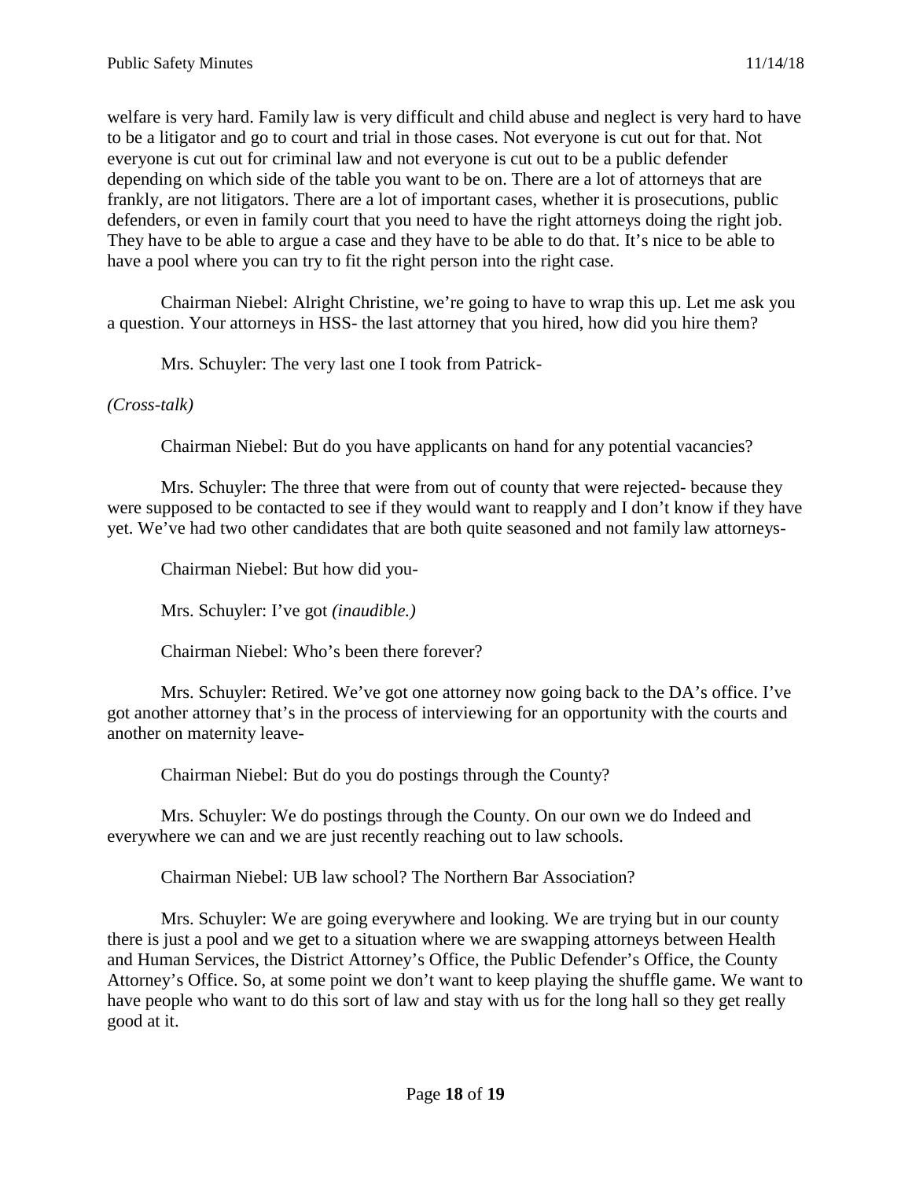welfare is very hard. Family law is very difficult and child abuse and neglect is very hard to have to be a litigator and go to court and trial in those cases. Not everyone is cut out for that. Not everyone is cut out for criminal law and not everyone is cut out to be a public defender depending on which side of the table you want to be on. There are a lot of attorneys that are frankly, are not litigators. There are a lot of important cases, whether it is prosecutions, public defenders, or even in family court that you need to have the right attorneys doing the right job. They have to be able to argue a case and they have to be able to do that. It's nice to be able to have a pool where you can try to fit the right person into the right case.

Chairman Niebel: Alright Christine, we're going to have to wrap this up. Let me ask you a question. Your attorneys in HSS- the last attorney that you hired, how did you hire them?

Mrs. Schuyler: The very last one I took from Patrick-

*(Cross-talk)*

Chairman Niebel: But do you have applicants on hand for any potential vacancies?

Mrs. Schuyler: The three that were from out of county that were rejected- because they were supposed to be contacted to see if they would want to reapply and I don't know if they have yet. We've had two other candidates that are both quite seasoned and not family law attorneys-

Chairman Niebel: But how did you-

Mrs. Schuyler: I've got *(inaudible.)*

Chairman Niebel: Who's been there forever?

Mrs. Schuyler: Retired. We've got one attorney now going back to the DA's office. I've got another attorney that's in the process of interviewing for an opportunity with the courts and another on maternity leave-

Chairman Niebel: But do you do postings through the County?

Mrs. Schuyler: We do postings through the County. On our own we do Indeed and everywhere we can and we are just recently reaching out to law schools.

Chairman Niebel: UB law school? The Northern Bar Association?

Mrs. Schuyler: We are going everywhere and looking. We are trying but in our county there is just a pool and we get to a situation where we are swapping attorneys between Health and Human Services, the District Attorney's Office, the Public Defender's Office, the County Attorney's Office. So, at some point we don't want to keep playing the shuffle game. We want to have people who want to do this sort of law and stay with us for the long hall so they get really good at it.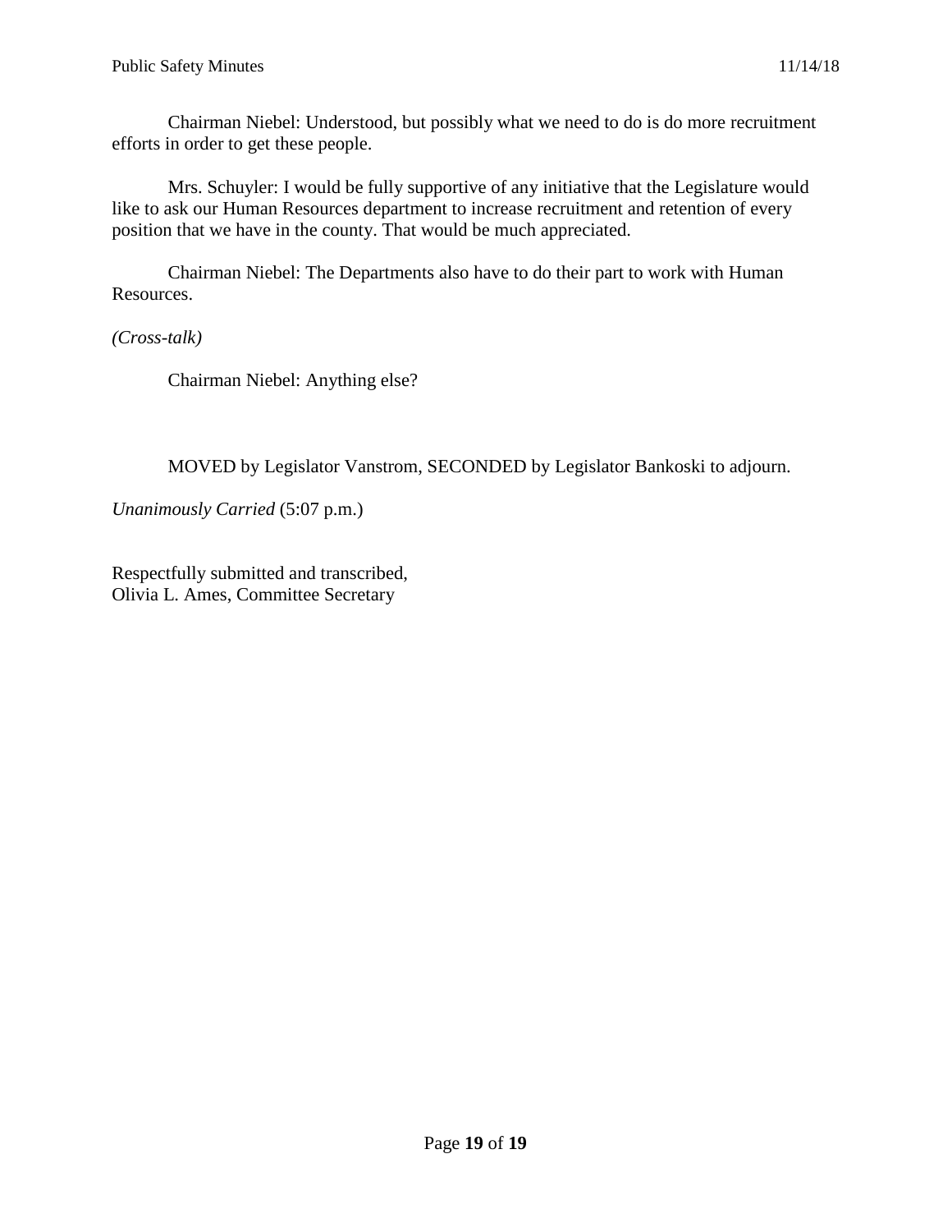Chairman Niebel: Understood, but possibly what we need to do is do more recruitment efforts in order to get these people.

Mrs. Schuyler: I would be fully supportive of any initiative that the Legislature would like to ask our Human Resources department to increase recruitment and retention of every position that we have in the county. That would be much appreciated.

Chairman Niebel: The Departments also have to do their part to work with Human Resources.

*(Cross-talk)*

Chairman Niebel: Anything else?

MOVED by Legislator Vanstrom, SECONDED by Legislator Bankoski to adjourn.

*Unanimously Carried* (5:07 p.m.)

Respectfully submitted and transcribed,
Olivia L. Ames, Committee Secretary